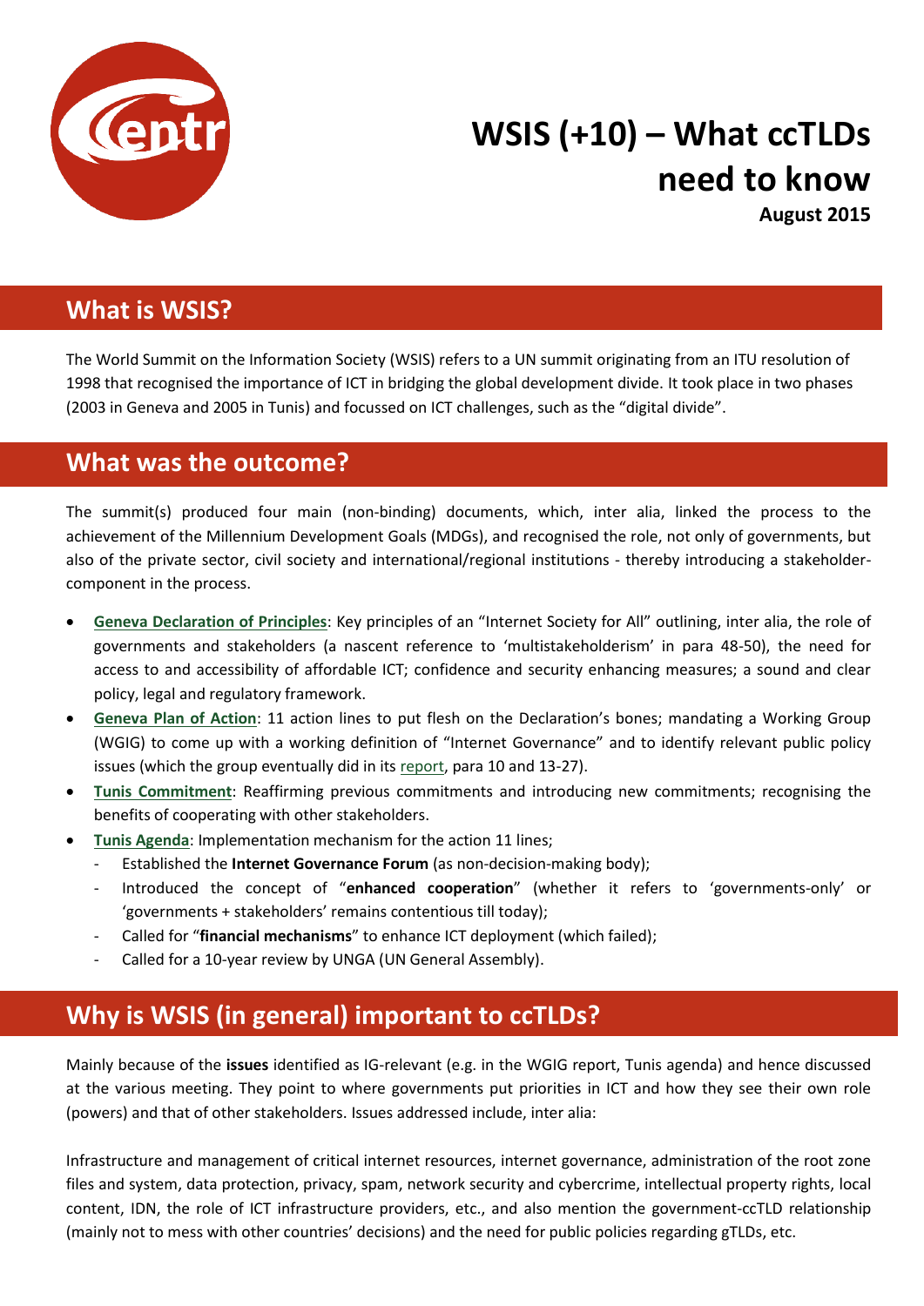# WSIS (+10) – What ccTLDs need to know

**August 2015**

## What is WSIS?

The World Summit on the Information Society (WSIS) refers to a UN summit originating from an ITU resolution of 1998 that recognised the importance of ICT in bridging the global development divide. It took place in two phases (2003 in Geneva and 2005 in Tunis) and focussed on ICT challenges, such as the "digital divide".

## What was the outcome?

The summit(s) produced four main (non-binding) documents, which, inter alia, linked the process to the achievement of the Millennium Development Goals (MDGs), and recognised the role, not only of governments, but also of the private sector, civil society and international/regional institutions - thereby introducing a stakeholder-component in the process.

- **Geneva Declaration of Principles**: Key principles of an "Internet Society for All" outlining, inter alia, the role of governments and stakeholders (a nascent reference to 'multistakeholderism' in para 48-50), the need for access to and accessibility of affordable ICT; confidence and security enhancing measures; a sound and clear policy, legal and regulatory framework.
- **Geneva Plan of Action**: 11 action lines to put flesh on the Declaration's bones; mandating a Working Group (WGIG) to come up with a working definition of "Internet Governance" and to identify relevant public policy issues (which the group eventually did in its report, para 10 and 13-27).
- **Tunis Commitment**: Reaffirming previous commitments and introducing new commitments; recognising the benefits of cooperating with other stakeholders.
- **Tunis Agenda**: Implementation mechanism for the action 11 lines;
  - Established the **Internet Governance Forum** (as non-decision-making body);
  - Introduced the concept of "**enhanced cooperation**" (whether it refers to 'governments-only' or 'governments + stakeholders' remains contentious till today);
  - Called for "**financial mechanisms**" to enhance ICT deployment (which failed);
  - Called for a 10-year review by UNGA (UN General Assembly).

## Why is WSIS (in general) important to ccTLDs?

Mainly because of the **issues** identified as IG-relevant (e.g. in the WGIG report, Tunis agenda) and hence discussed at the various meeting. They point to where governments put priorities in ICT and how they see their own role (powers) and that of other stakeholders. Issues addressed include, inter alia:

Infrastructure and management of critical internet resources, internet governance, administration of the root zone files and system, data protection, privacy, spam, network security and cybercrime, intellectual property rights, local content, IDN, the role of ICT infrastructure providers, etc., and also mention the government-ccTLD relationship (mainly not to mess with other countries' decisions) and the need for public policies regarding gTLDs, etc.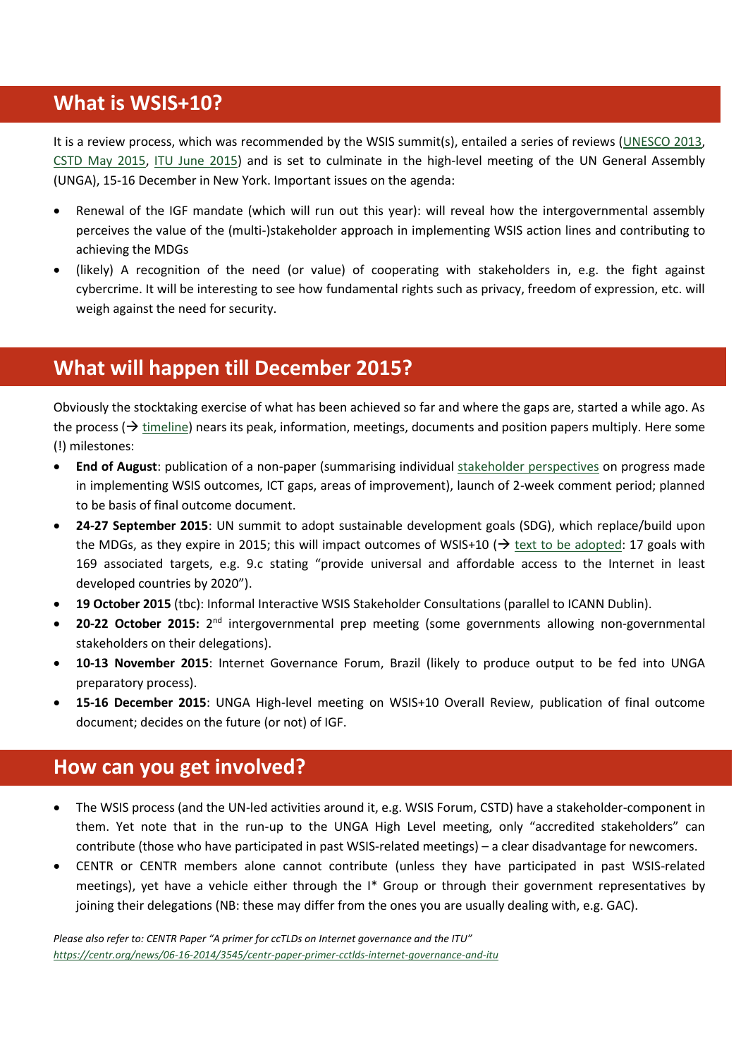## What is WSIS+10?

It is a review process, which was recommended by the WSIS summit(s), entailed a series of reviews (UNESCO 2013, CSTD May 2015, ITU June 2015) and is set to culminate in the high-level meeting of the UN General Assembly (UNGA), 15-16 December in New York. Important issues on the agenda:

- Renewal of the IGF mandate (which will run out this year): will reveal how the intergovernmental assembly perceives the value of the (multi-)stakeholder approach in implementing WSIS action lines and contributing to achieving the MDGs
- (likely) A recognition of the need (or value) of cooperating with stakeholders in, e.g. the fight against cybercrime. It will be interesting to see how fundamental rights such as privacy, freedom of expression, etc. will weigh against the need for security.

## What will happen till December 2015?

Obviously the stocktaking exercise of what has been achieved so far and where the gaps are, started a while ago. As the process (→ timeline) nears its peak, information, meetings, documents and position papers multiply. Here some (!) milestones:

- **End of August**: publication of a non-paper (summarising individual stakeholder perspectives on progress made in implementing WSIS outcomes, ICT gaps, areas of improvement), launch of 2-week comment period; planned to be basis of final outcome document.
- **24-27 September 2015**: UN summit to adopt sustainable development goals (SDG), which replace/build upon the MDGs, as they expire in 2015; this will impact outcomes of WSIS+10 (→ text to be adopted: 17 goals with 169 associated targets, e.g. 9.c stating "provide universal and affordable access to the Internet in least developed countries by 2020").
- **19 October 2015** (tbc): Informal Interactive WSIS Stakeholder Consultations (parallel to ICANN Dublin).
- **20-22 October 2015:** 2nd intergovernmental prep meeting (some governments allowing non-governmental stakeholders on their delegations).
- **10-13 November 2015**: Internet Governance Forum, Brazil (likely to produce output to be fed into UNGA preparatory process).
- **15-16 December 2015**: UNGA High-level meeting on WSIS+10 Overall Review, publication of final outcome document; decides on the future (or not) of IGF.

## How can you get involved?

- The WSIS process (and the UN-led activities around it, e.g. WSIS Forum, CSTD) have a stakeholder-component in them. Yet note that in the run-up to the UNGA High Level meeting, only "accredited stakeholders" can contribute (those who have participated in past WSIS-related meetings) – a clear disadvantage for newcomers.
- CENTR or CENTR members alone cannot contribute (unless they have participated in past WSIS-related meetings), yet have a vehicle either through the I* Group or through their government representatives by joining their delegations (NB: these may differ from the ones you are usually dealing with, e.g. GAC).

*Please also refer to: CENTR Paper "A primer for ccTLDs on Internet governance and the ITU"*
*https://centr.org/news/06-16-2014/3545/centr-paper-primer-cctlds-internet-governance-and-itu*